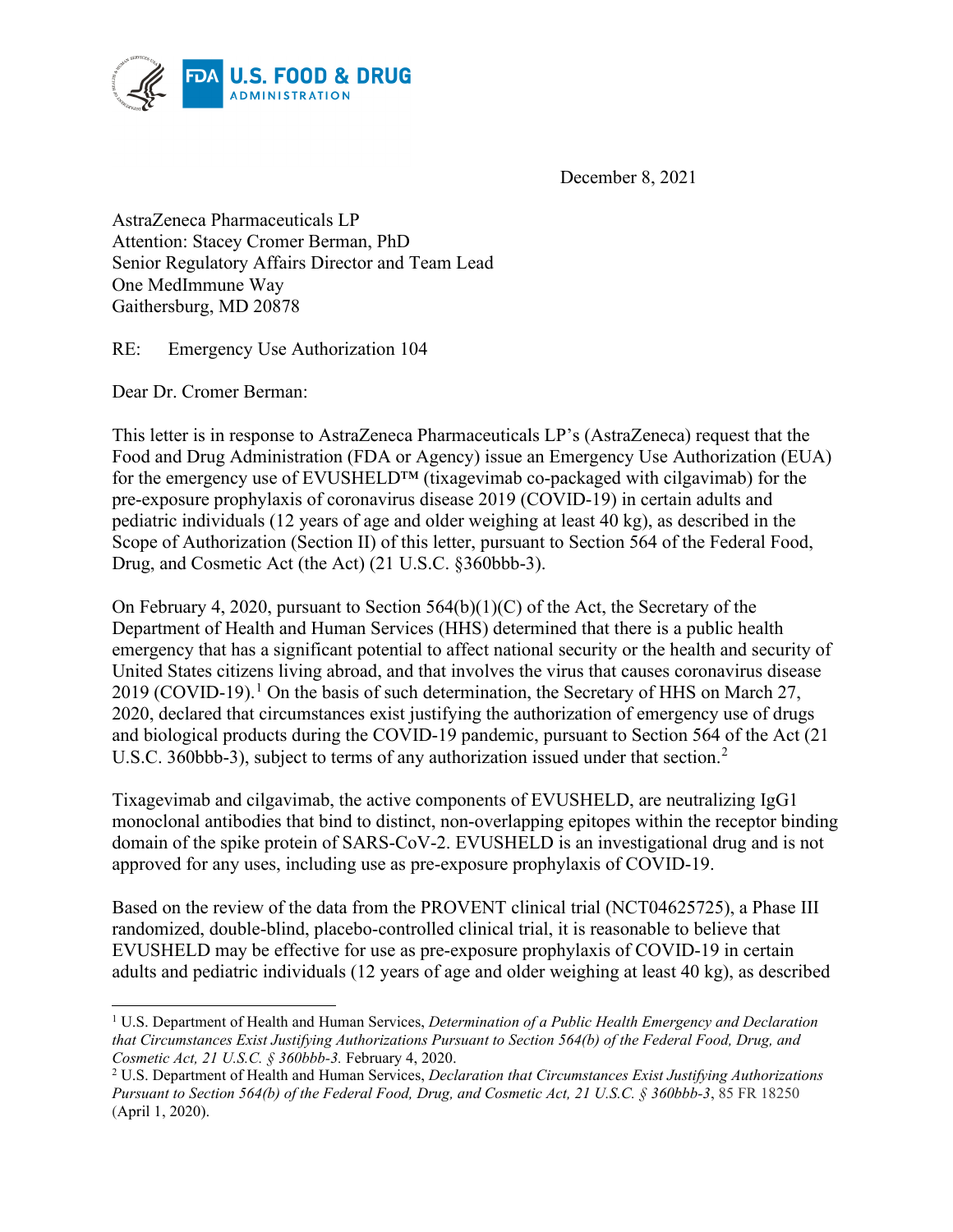December 8, 2021

AstraZeneca Pharmaceuticals LP
Attention: Stacey Cromer Berman, PhD
Senior Regulatory Affairs Director and Team Lead
One MedImmune Way
Gaithersburg, MD 20878

RE: Emergency Use Authorization 104

Dear Dr. Cromer Berman:

This letter is in response to AstraZeneca Pharmaceuticals LP's (AstraZeneca) request that the Food and Drug Administration (FDA or Agency) issue an Emergency Use Authorization (EUA) for the emergency use of EVUSHELD™ (tixagevimab co-packaged with cilgavimab) for the pre-exposure prophylaxis of coronavirus disease 2019 (COVID-19) in certain adults and pediatric individuals (12 years of age and older weighing at least 40 kg), as described in the Scope of Authorization (Section II) of this letter, pursuant to Section 564 of the Federal Food, Drug, and Cosmetic Act (the Act) (21 U.S.C. §360bbb-3).

On February 4, 2020, pursuant to Section 564(b)(1)(C) of the Act, the Secretary of the Department of Health and Human Services (HHS) determined that there is a public health emergency that has a significant potential to affect national security or the health and security of United States citizens living abroad, and that involves the virus that causes coronavirus disease 2019 (COVID-19).[1] On the basis of such determination, the Secretary of HHS on March 27, 2020, declared that circumstances exist justifying the authorization of emergency use of drugs and biological products during the COVID-19 pandemic, pursuant to Section 564 of the Act (21 U.S.C. 360bbb-3), subject to terms of any authorization issued under that section.[2]

Tixagevimab and cilgavimab, the active components of EVUSHELD, are neutralizing IgG1 monoclonal antibodies that bind to distinct, non-overlapping epitopes within the receptor binding domain of the spike protein of SARS-CoV-2. EVUSHELD is an investigational drug and is not approved for any uses, including use as pre-exposure prophylaxis of COVID-19.

Based on the review of the data from the PROVENT clinical trial (NCT04625725), a Phase III randomized, double-blind, placebo-controlled clinical trial, it is reasonable to believe that EVUSHELD may be effective for use as pre-exposure prophylaxis of COVID-19 in certain adults and pediatric individuals (12 years of age and older weighing at least 40 kg), as described

---

[1] U.S. Department of Health and Human Services, *Determination of a Public Health Emergency and Declaration that Circumstances Exist Justifying Authorizations Pursuant to Section 564(b) of the Federal Food, Drug, and Cosmetic Act, 21 U.S.C. § 360bbb-3.* February 4, 2020.

[2] U.S. Department of Health and Human Services, *Declaration that Circumstances Exist Justifying Authorizations Pursuant to Section 564(b) of the Federal Food, Drug, and Cosmetic Act, 21 U.S.C. § 360bbb-3*, 85 FR 18250 (April 1, 2020).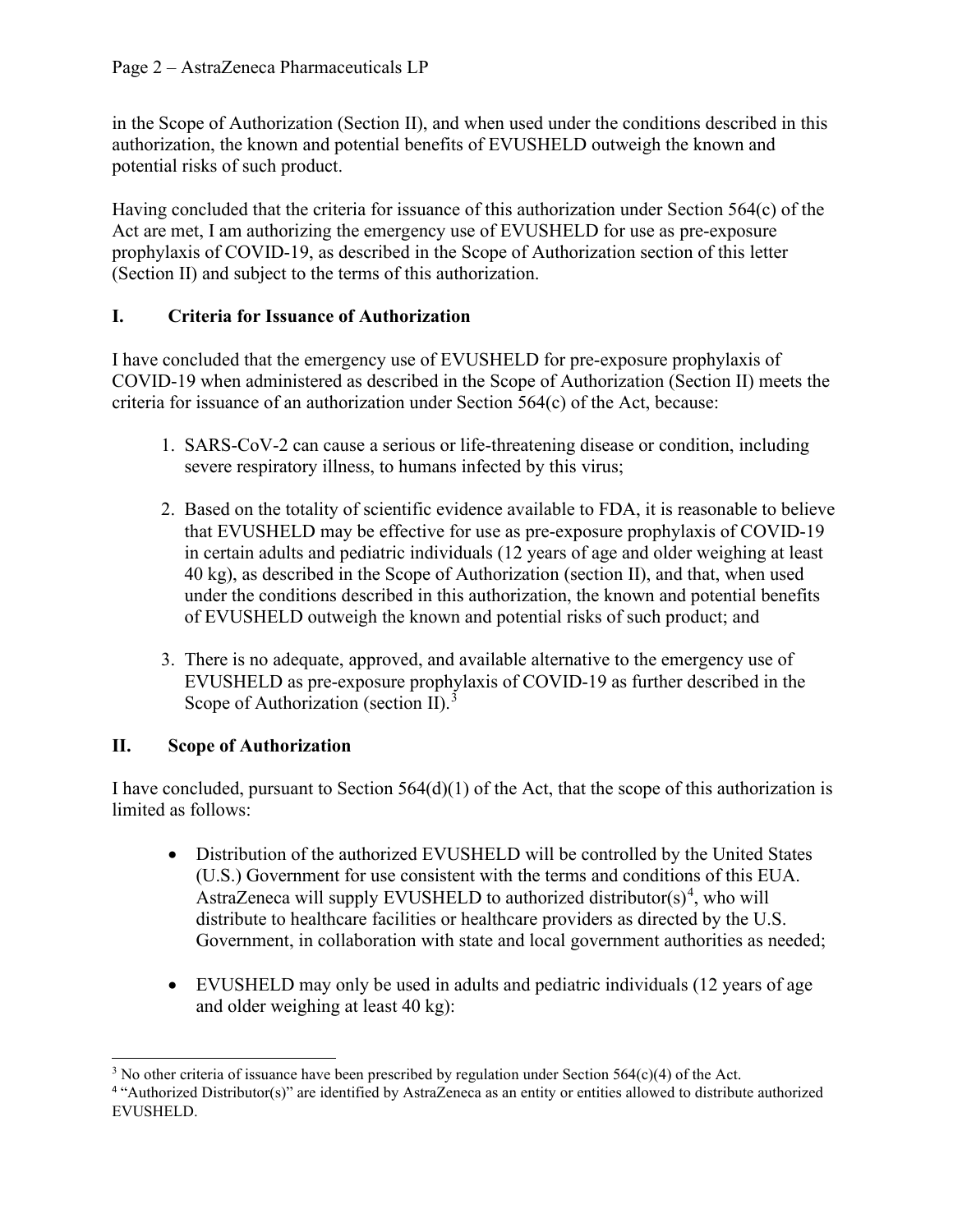in the Scope of Authorization (Section II), and when used under the conditions described in this authorization, the known and potential benefits of EVUSHELD outweigh the known and potential risks of such product.

Having concluded that the criteria for issuance of this authorization under Section 564(c) of the Act are met, I am authorizing the emergency use of EVUSHELD for use as pre-exposure prophylaxis of COVID-19, as described in the Scope of Authorization section of this letter (Section II) and subject to the terms of this authorization.

## I. Criteria for Issuance of Authorization

I have concluded that the emergency use of EVUSHELD for pre-exposure prophylaxis of COVID-19 when administered as described in the Scope of Authorization (Section II) meets the criteria for issuance of an authorization under Section 564(c) of the Act, because:

1. SARS-CoV-2 can cause a serious or life-threatening disease or condition, including severe respiratory illness, to humans infected by this virus;

2. Based on the totality of scientific evidence available to FDA, it is reasonable to believe that EVUSHELD may be effective for use as pre-exposure prophylaxis of COVID-19 in certain adults and pediatric individuals (12 years of age and older weighing at least 40 kg), as described in the Scope of Authorization (section II), and that, when used under the conditions described in this authorization, the known and potential benefits of EVUSHELD outweigh the known and potential risks of such product; and

3. There is no adequate, approved, and available alternative to the emergency use of EVUSHELD as pre-exposure prophylaxis of COVID-19 as further described in the Scope of Authorization (section II).[3]

## II. Scope of Authorization

I have concluded, pursuant to Section 564(d)(1) of the Act, that the scope of this authorization is limited as follows:

- Distribution of the authorized EVUSHELD will be controlled by the United States (U.S.) Government for use consistent with the terms and conditions of this EUA. AstraZeneca will supply EVUSHELD to authorized distributor(s)[4], who will distribute to healthcare facilities or healthcare providers as directed by the U.S. Government, in collaboration with state and local government authorities as needed;

- EVUSHELD may only be used in adults and pediatric individuals (12 years of age and older weighing at least 40 kg):

---

[3] No other criteria of issuance have been prescribed by regulation under Section 564(c)(4) of the Act.

[4] "Authorized Distributor(s)" are identified by AstraZeneca as an entity or entities allowed to distribute authorized EVUSHELD.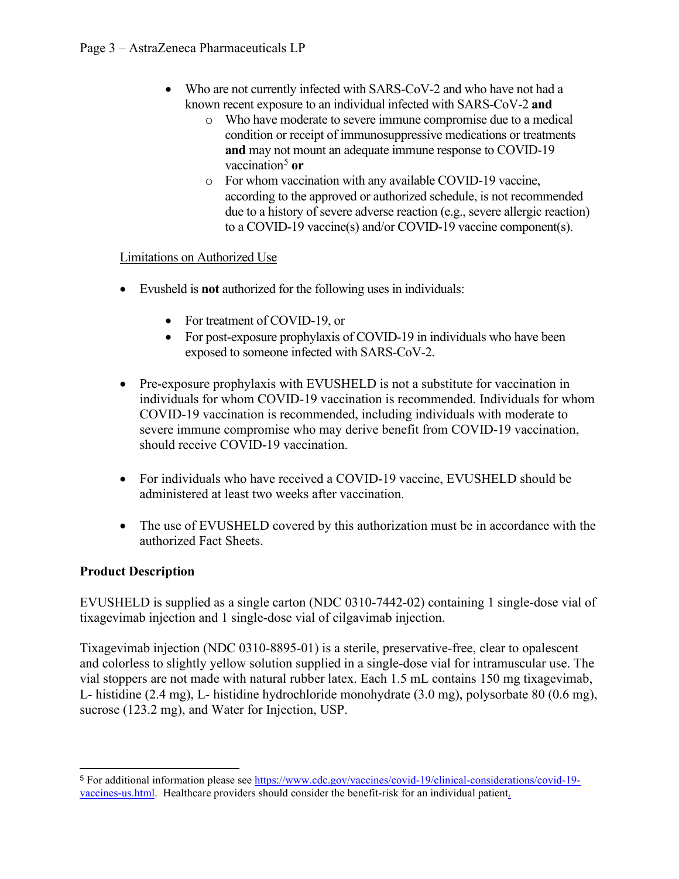- Who are not currently infected with SARS-CoV-2 and who have not had a known recent exposure to an individual infected with SARS-CoV-2 **and**
  - Who have moderate to severe immune compromise due to a medical condition or receipt of immunosuppressive medications or treatments **and** may not mount an adequate immune response to COVID-19 vaccination[5] **or**
  - For whom vaccination with any available COVID-19 vaccine, according to the approved or authorized schedule, is not recommended due to a history of severe adverse reaction (e.g., severe allergic reaction) to a COVID-19 vaccine(s) and/or COVID-19 vaccine component(s).

<u>Limitations on Authorized Use</u>

- Evusheld is **not** authorized for the following uses in individuals:
  - For treatment of COVID-19, or
  - For post-exposure prophylaxis of COVID-19 in individuals who have been exposed to someone infected with SARS-CoV-2.
- Pre-exposure prophylaxis with EVUSHELD is not a substitute for vaccination in individuals for whom COVID-19 vaccination is recommended. Individuals for whom COVID-19 vaccination is recommended, including individuals with moderate to severe immune compromise who may derive benefit from COVID-19 vaccination, should receive COVID-19 vaccination.
- For individuals who have received a COVID-19 vaccine, EVUSHELD should be administered at least two weeks after vaccination.
- The use of EVUSHELD covered by this authorization must be in accordance with the authorized Fact Sheets.

**Product Description**

EVUSHELD is supplied as a single carton (NDC 0310-7442-02) containing 1 single-dose vial of tixagevimab injection and 1 single-dose vial of cilgavimab injection.

Tixagevimab injection (NDC 0310-8895-01) is a sterile, preservative-free, clear to opalescent and colorless to slightly yellow solution supplied in a single-dose vial for intramuscular use. The vial stoppers are not made with natural rubber latex. Each 1.5 mL contains 150 mg tixagevimab, L- histidine (2.4 mg), L- histidine hydrochloride monohydrate (3.0 mg), polysorbate 80 (0.6 mg), sucrose (123.2 mg), and Water for Injection, USP.

---

[5] For additional information please see https://www.cdc.gov/vaccines/covid-19/clinical-considerations/covid-19-vaccines-us.html. Healthcare providers should consider the benefit-risk for an individual patient.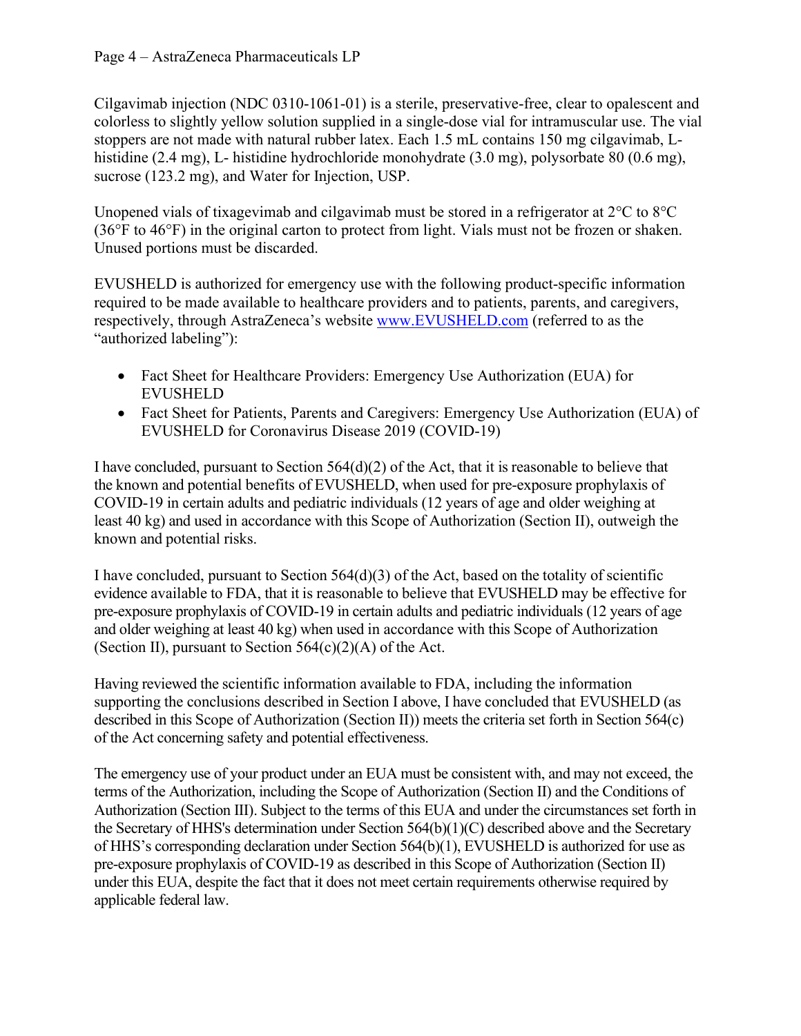Cilgavimab injection (NDC 0310-1061-01) is a sterile, preservative-free, clear to opalescent and colorless to slightly yellow solution supplied in a single-dose vial for intramuscular use. The vial stoppers are not made with natural rubber latex. Each 1.5 mL contains 150 mg cilgavimab, L-histidine (2.4 mg), L- histidine hydrochloride monohydrate (3.0 mg), polysorbate 80 (0.6 mg), sucrose (123.2 mg), and Water for Injection, USP.

Unopened vials of tixagevimab and cilgavimab must be stored in a refrigerator at 2°C to 8°C (36°F to 46°F) in the original carton to protect from light. Vials must not be frozen or shaken. Unused portions must be discarded.

EVUSHELD is authorized for emergency use with the following product-specific information required to be made available to healthcare providers and to patients, parents, and caregivers, respectively, through AstraZeneca's website [www.EVUSHELD.com](www.EVUSHELD.com) (referred to as the "authorized labeling"):

- Fact Sheet for Healthcare Providers: Emergency Use Authorization (EUA) for EVUSHELD
- Fact Sheet for Patients, Parents and Caregivers: Emergency Use Authorization (EUA) of EVUSHELD for Coronavirus Disease 2019 (COVID-19)

I have concluded, pursuant to Section 564(d)(2) of the Act, that it is reasonable to believe that the known and potential benefits of EVUSHELD, when used for pre-exposure prophylaxis of COVID-19 in certain adults and pediatric individuals (12 years of age and older weighing at least 40 kg) and used in accordance with this Scope of Authorization (Section II), outweigh the known and potential risks.

I have concluded, pursuant to Section 564(d)(3) of the Act, based on the totality of scientific evidence available to FDA, that it is reasonable to believe that EVUSHELD may be effective for pre-exposure prophylaxis of COVID-19 in certain adults and pediatric individuals (12 years of age and older weighing at least 40 kg) when used in accordance with this Scope of Authorization (Section II), pursuant to Section 564(c)(2)(A) of the Act.

Having reviewed the scientific information available to FDA, including the information supporting the conclusions described in Section I above, I have concluded that EVUSHELD (as described in this Scope of Authorization (Section II)) meets the criteria set forth in Section 564(c) of the Act concerning safety and potential effectiveness.

The emergency use of your product under an EUA must be consistent with, and may not exceed, the terms of the Authorization, including the Scope of Authorization (Section II) and the Conditions of Authorization (Section III). Subject to the terms of this EUA and under the circumstances set forth in the Secretary of HHS's determination under Section 564(b)(1)(C) described above and the Secretary of HHS's corresponding declaration under Section 564(b)(1), EVUSHELD is authorized for use as pre-exposure prophylaxis of COVID-19 as described in this Scope of Authorization (Section II) under this EUA, despite the fact that it does not meet certain requirements otherwise required by applicable federal law.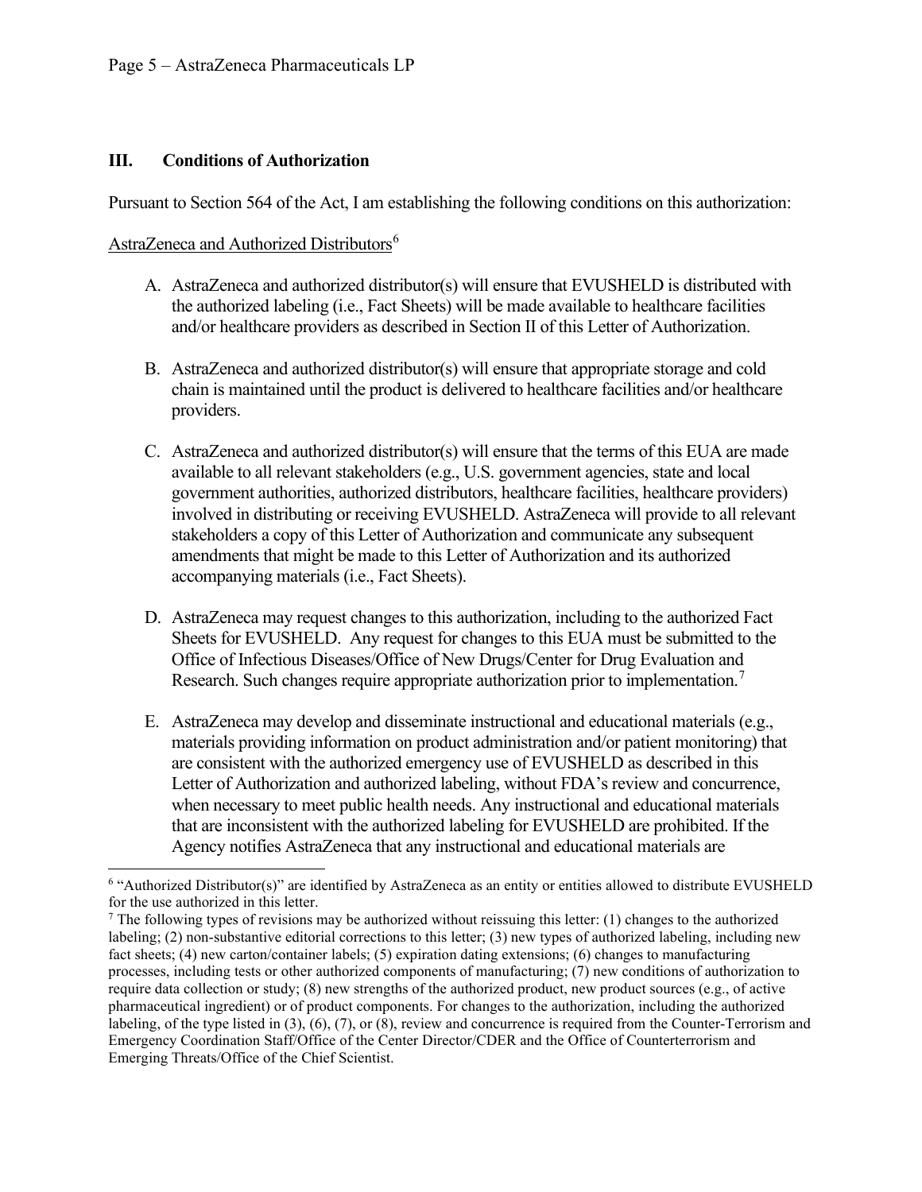## III. Conditions of Authorization

Pursuant to Section 564 of the Act, I am establishing the following conditions on this authorization:

AstraZeneca and Authorized Distributors[6]

A. AstraZeneca and authorized distributor(s) will ensure that EVUSHELD is distributed with the authorized labeling (i.e., Fact Sheets) will be made available to healthcare facilities and/or healthcare providers as described in Section II of this Letter of Authorization.

B. AstraZeneca and authorized distributor(s) will ensure that appropriate storage and cold chain is maintained until the product is delivered to healthcare facilities and/or healthcare providers.

C. AstraZeneca and authorized distributor(s) will ensure that the terms of this EUA are made available to all relevant stakeholders (e.g., U.S. government agencies, state and local government authorities, authorized distributors, healthcare facilities, healthcare providers) involved in distributing or receiving EVUSHELD. AstraZeneca will provide to all relevant stakeholders a copy of this Letter of Authorization and communicate any subsequent amendments that might be made to this Letter of Authorization and its authorized accompanying materials (i.e., Fact Sheets).

D. AstraZeneca may request changes to this authorization, including to the authorized Fact Sheets for EVUSHELD. Any request for changes to this EUA must be submitted to the Office of Infectious Diseases/Office of New Drugs/Center for Drug Evaluation and Research. Such changes require appropriate authorization prior to implementation.[7]

E. AstraZeneca may develop and disseminate instructional and educational materials (e.g., materials providing information on product administration and/or patient monitoring) that are consistent with the authorized emergency use of EVUSHELD as described in this Letter of Authorization and authorized labeling, without FDA's review and concurrence, when necessary to meet public health needs. Any instructional and educational materials that are inconsistent with the authorized labeling for EVUSHELD are prohibited. If the Agency notifies AstraZeneca that any instructional and educational materials are

---

[6] "Authorized Distributor(s)" are identified by AstraZeneca as an entity or entities allowed to distribute EVUSHELD for the use authorized in this letter.

[7] The following types of revisions may be authorized without reissuing this letter: (1) changes to the authorized labeling; (2) non-substantive editorial corrections to this letter; (3) new types of authorized labeling, including new fact sheets; (4) new carton/container labels; (5) expiration dating extensions; (6) changes to manufacturing processes, including tests or other authorized components of manufacturing; (7) new conditions of authorization to require data collection or study; (8) new strengths of the authorized product, new product sources (e.g., of active pharmaceutical ingredient) or of product components. For changes to the authorization, including the authorized labeling, of the type listed in (3), (6), (7), or (8), review and concurrence is required from the Counter-Terrorism and Emergency Coordination Staff/Office of the Center Director/CDER and the Office of Counterterrorism and Emerging Threats/Office of the Chief Scientist.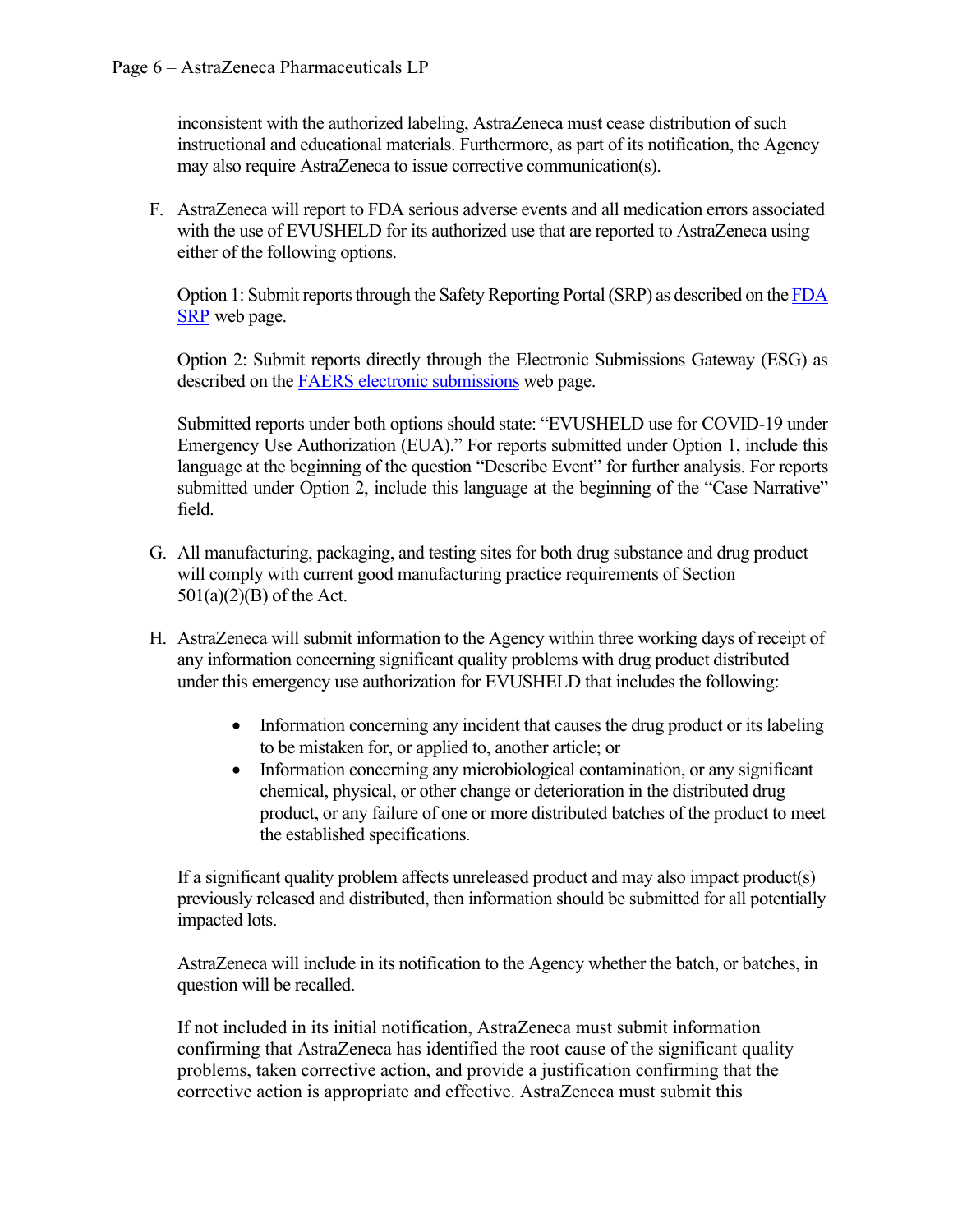inconsistent with the authorized labeling, AstraZeneca must cease distribution of such instructional and educational materials. Furthermore, as part of its notification, the Agency may also require AstraZeneca to issue corrective communication(s).

F. AstraZeneca will report to FDA serious adverse events and all medication errors associated with the use of EVUSHELD for its authorized use that are reported to AstraZeneca using either of the following options.

   Option 1: Submit reports through the Safety Reporting Portal (SRP) as described on the FDA SRP web page.

   Option 2: Submit reports directly through the Electronic Submissions Gateway (ESG) as described on the FAERS electronic submissions web page.

   Submitted reports under both options should state: "EVUSHELD use for COVID-19 under Emergency Use Authorization (EUA)." For reports submitted under Option 1, include this language at the beginning of the question "Describe Event" for further analysis. For reports submitted under Option 2, include this language at the beginning of the "Case Narrative" field.

G. All manufacturing, packaging, and testing sites for both drug substance and drug product will comply with current good manufacturing practice requirements of Section 501(a)(2)(B) of the Act.

H. AstraZeneca will submit information to the Agency within three working days of receipt of any information concerning significant quality problems with drug product distributed under this emergency use authorization for EVUSHELD that includes the following:

   - Information concerning any incident that causes the drug product or its labeling to be mistaken for, or applied to, another article; or
   - Information concerning any microbiological contamination, or any significant chemical, physical, or other change or deterioration in the distributed drug product, or any failure of one or more distributed batches of the product to meet the established specifications.

   If a significant quality problem affects unreleased product and may also impact product(s) previously released and distributed, then information should be submitted for all potentially impacted lots.

   AstraZeneca will include in its notification to the Agency whether the batch, or batches, in question will be recalled.

   If not included in its initial notification, AstraZeneca must submit information confirming that AstraZeneca has identified the root cause of the significant quality problems, taken corrective action, and provide a justification confirming that the corrective action is appropriate and effective. AstraZeneca must submit this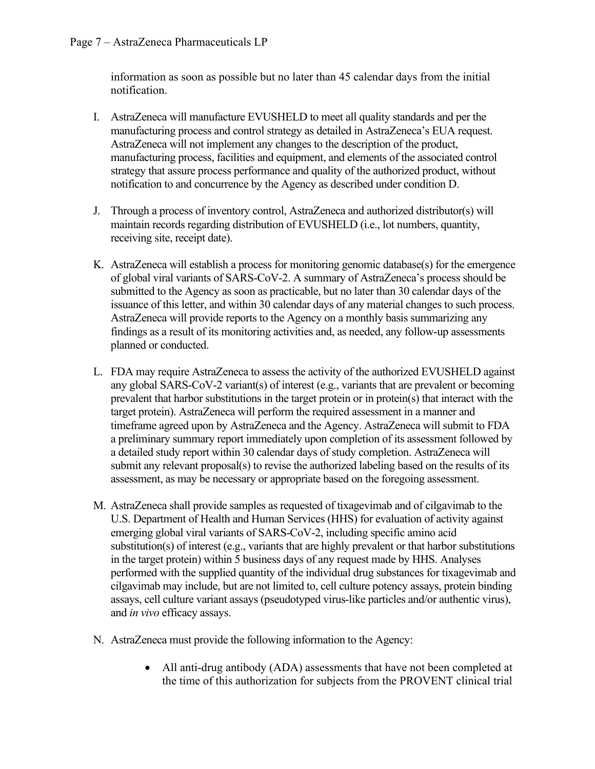information as soon as possible but no later than 45 calendar days from the initial notification.

I. AstraZeneca will manufacture EVUSHELD to meet all quality standards and per the manufacturing process and control strategy as detailed in AstraZeneca's EUA request. AstraZeneca will not implement any changes to the description of the product, manufacturing process, facilities and equipment, and elements of the associated control strategy that assure process performance and quality of the authorized product, without notification to and concurrence by the Agency as described under condition D.

J. Through a process of inventory control, AstraZeneca and authorized distributor(s) will maintain records regarding distribution of EVUSHELD (i.e., lot numbers, quantity, receiving site, receipt date).

K. AstraZeneca will establish a process for monitoring genomic database(s) for the emergence of global viral variants of SARS-CoV-2. A summary of AstraZeneca's process should be submitted to the Agency as soon as practicable, but no later than 30 calendar days of the issuance of this letter, and within 30 calendar days of any material changes to such process. AstraZeneca will provide reports to the Agency on a monthly basis summarizing any findings as a result of its monitoring activities and, as needed, any follow-up assessments planned or conducted.

L. FDA may require AstraZeneca to assess the activity of the authorized EVUSHELD against any global SARS-CoV-2 variant(s) of interest (e.g., variants that are prevalent or becoming prevalent that harbor substitutions in the target protein or in protein(s) that interact with the target protein). AstraZeneca will perform the required assessment in a manner and timeframe agreed upon by AstraZeneca and the Agency. AstraZeneca will submit to FDA a preliminary summary report immediately upon completion of its assessment followed by a detailed study report within 30 calendar days of study completion. AstraZeneca will submit any relevant proposal(s) to revise the authorized labeling based on the results of its assessment, as may be necessary or appropriate based on the foregoing assessment.

M. AstraZeneca shall provide samples as requested of tixagevimab and of cilgavimab to the U.S. Department of Health and Human Services (HHS) for evaluation of activity against emerging global viral variants of SARS-CoV-2, including specific amino acid substitution(s) of interest (e.g., variants that are highly prevalent or that harbor substitutions in the target protein) within 5 business days of any request made by HHS. Analyses performed with the supplied quantity of the individual drug substances for tixagevimab and cilgavimab may include, but are not limited to, cell culture potency assays, protein binding assays, cell culture variant assays (pseudotyped virus-like particles and/or authentic virus), and *in vivo* efficacy assays.

N. AstraZeneca must provide the following information to the Agency:

- All anti-drug antibody (ADA) assessments that have not been completed at the time of this authorization for subjects from the PROVENT clinical trial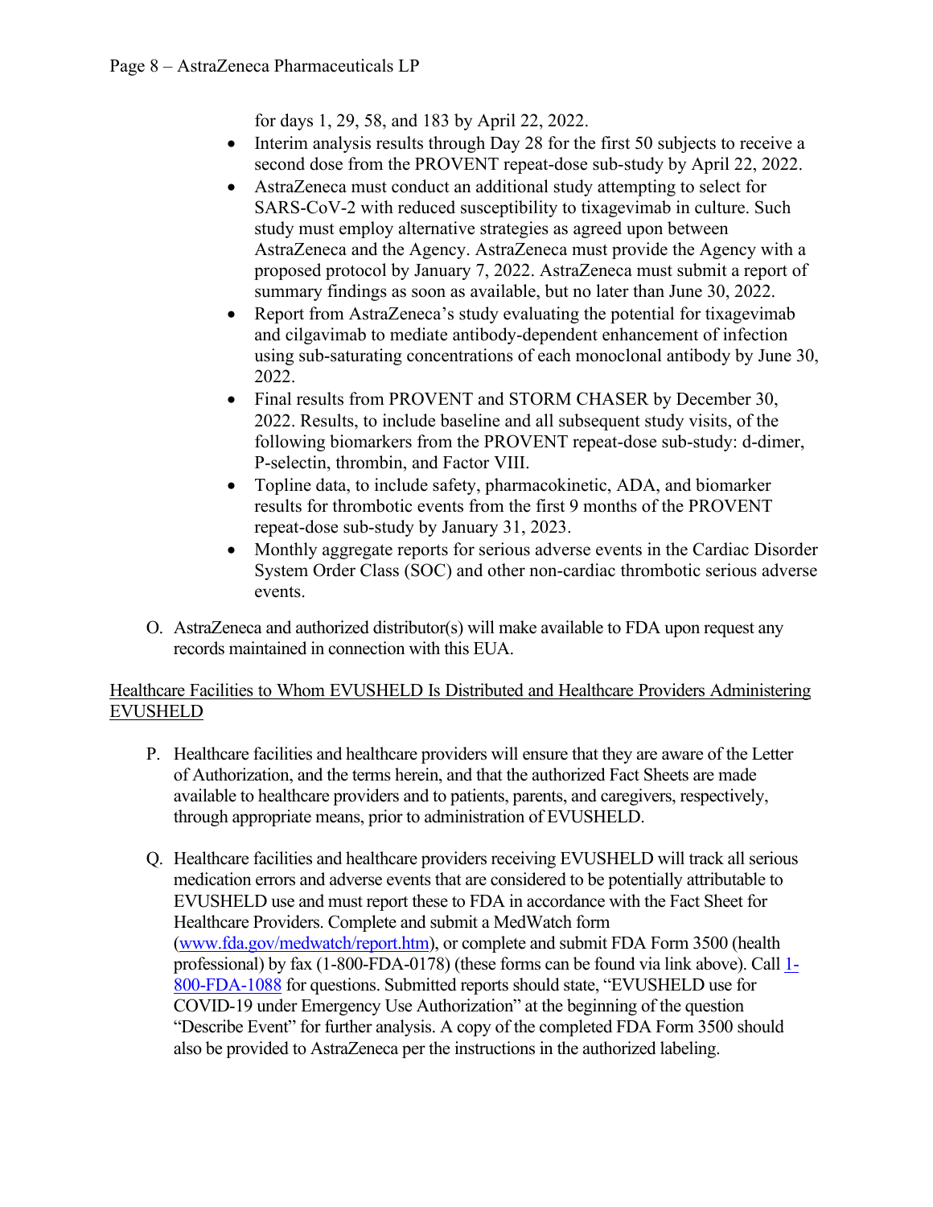for days 1, 29, 58, and 183 by April 22, 2022.

- Interim analysis results through Day 28 for the first 50 subjects to receive a second dose from the PROVENT repeat-dose sub-study by April 22, 2022.
- AstraZeneca must conduct an additional study attempting to select for SARS-CoV-2 with reduced susceptibility to tixagevimab in culture. Such study must employ alternative strategies as agreed upon between AstraZeneca and the Agency. AstraZeneca must provide the Agency with a proposed protocol by January 7, 2022. AstraZeneca must submit a report of summary findings as soon as available, but no later than June 30, 2022.
- Report from AstraZeneca's study evaluating the potential for tixagevimab and cilgavimab to mediate antibody-dependent enhancement of infection using sub-saturating concentrations of each monoclonal antibody by June 30, 2022.
- Final results from PROVENT and STORM CHASER by December 30, 2022. Results, to include baseline and all subsequent study visits, of the following biomarkers from the PROVENT repeat-dose sub-study: d-dimer, P-selectin, thrombin, and Factor VIII.
- Topline data, to include safety, pharmacokinetic, ADA, and biomarker results for thrombotic events from the first 9 months of the PROVENT repeat-dose sub-study by January 31, 2023.
- Monthly aggregate reports for serious adverse events in the Cardiac Disorder System Order Class (SOC) and other non-cardiac thrombotic serious adverse events.

O. AstraZeneca and authorized distributor(s) will make available to FDA upon request any records maintained in connection with this EUA.

<u>Healthcare Facilities to Whom EVUSHELD Is Distributed and Healthcare Providers Administering EVUSHELD</u>

P. Healthcare facilities and healthcare providers will ensure that they are aware of the Letter of Authorization, and the terms herein, and that the authorized Fact Sheets are made available to healthcare providers and to patients, parents, and caregivers, respectively, through appropriate means, prior to administration of EVUSHELD.

Q. Healthcare facilities and healthcare providers receiving EVUSHELD will track all serious medication errors and adverse events that are considered to be potentially attributable to EVUSHELD use and must report these to FDA in accordance with the Fact Sheet for Healthcare Providers. Complete and submit a MedWatch form (www.fda.gov/medwatch/report.htm), or complete and submit FDA Form 3500 (health professional) by fax (1-800-FDA-0178) (these forms can be found via link above). Call 1-800-FDA-1088 for questions. Submitted reports should state, "EVUSHELD use for COVID-19 under Emergency Use Authorization" at the beginning of the question "Describe Event" for further analysis. A copy of the completed FDA Form 3500 should also be provided to AstraZeneca per the instructions in the authorized labeling.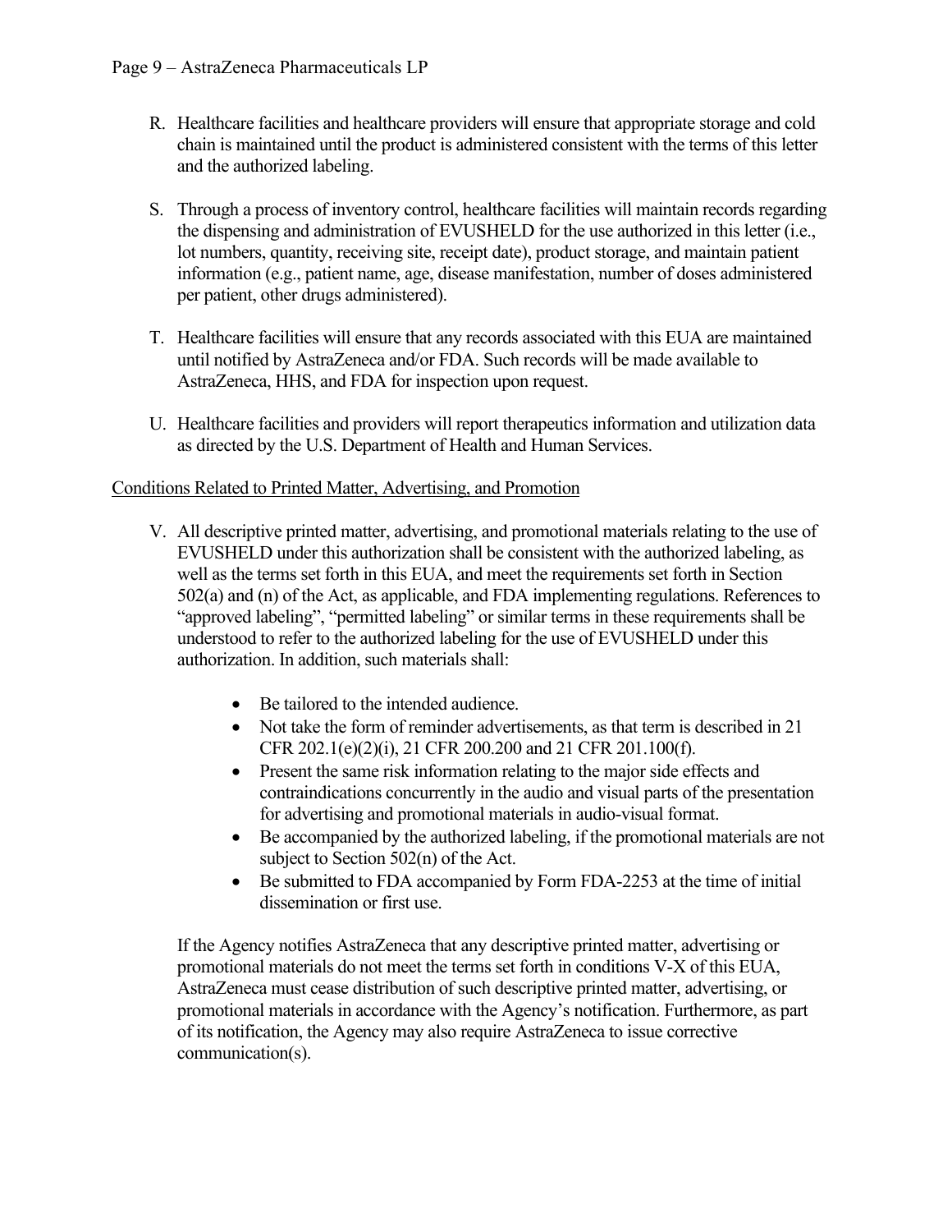R. Healthcare facilities and healthcare providers will ensure that appropriate storage and cold chain is maintained until the product is administered consistent with the terms of this letter and the authorized labeling.

S. Through a process of inventory control, healthcare facilities will maintain records regarding the dispensing and administration of EVUSHELD for the use authorized in this letter (i.e., lot numbers, quantity, receiving site, receipt date), product storage, and maintain patient information (e.g., patient name, age, disease manifestation, number of doses administered per patient, other drugs administered).

T. Healthcare facilities will ensure that any records associated with this EUA are maintained until notified by AstraZeneca and/or FDA. Such records will be made available to AstraZeneca, HHS, and FDA for inspection upon request.

U. Healthcare facilities and providers will report therapeutics information and utilization data as directed by the U.S. Department of Health and Human Services.

Conditions Related to Printed Matter, Advertising, and Promotion

V. All descriptive printed matter, advertising, and promotional materials relating to the use of EVUSHELD under this authorization shall be consistent with the authorized labeling, as well as the terms set forth in this EUA, and meet the requirements set forth in Section 502(a) and (n) of the Act, as applicable, and FDA implementing regulations. References to "approved labeling", "permitted labeling" or similar terms in these requirements shall be understood to refer to the authorized labeling for the use of EVUSHELD under this authorization. In addition, such materials shall:

- Be tailored to the intended audience.
- Not take the form of reminder advertisements, as that term is described in 21 CFR 202.1(e)(2)(i), 21 CFR 200.200 and 21 CFR 201.100(f).
- Present the same risk information relating to the major side effects and contraindications concurrently in the audio and visual parts of the presentation for advertising and promotional materials in audio-visual format.
- Be accompanied by the authorized labeling, if the promotional materials are not subject to Section 502(n) of the Act.
- Be submitted to FDA accompanied by Form FDA-2253 at the time of initial dissemination or first use.

If the Agency notifies AstraZeneca that any descriptive printed matter, advertising or promotional materials do not meet the terms set forth in conditions V-X of this EUA, AstraZeneca must cease distribution of such descriptive printed matter, advertising, or promotional materials in accordance with the Agency's notification. Furthermore, as part of its notification, the Agency may also require AstraZeneca to issue corrective communication(s).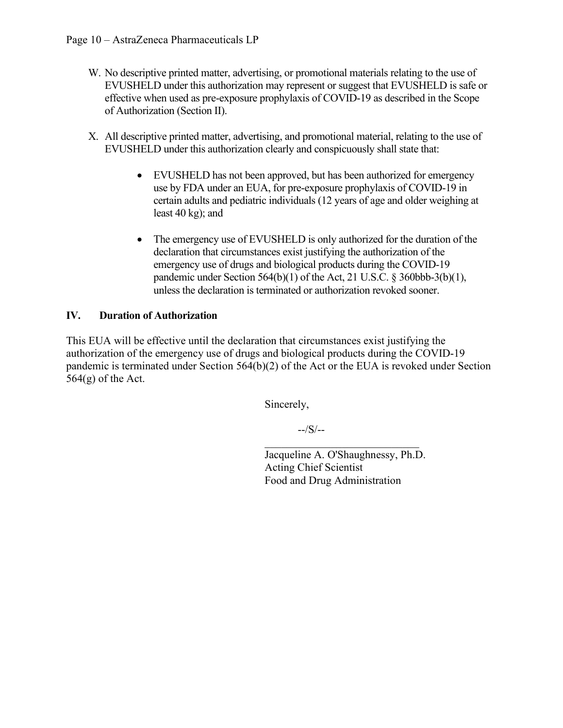W. No descriptive printed matter, advertising, or promotional materials relating to the use of EVUSHELD under this authorization may represent or suggest that EVUSHELD is safe or effective when used as pre-exposure prophylaxis of COVID-19 as described in the Scope of Authorization (Section II).

X. All descriptive printed matter, advertising, and promotional material, relating to the use of EVUSHELD under this authorization clearly and conspicuously shall state that:

- EVUSHELD has not been approved, but has been authorized for emergency use by FDA under an EUA, for pre-exposure prophylaxis of COVID-19 in certain adults and pediatric individuals (12 years of age and older weighing at least 40 kg); and

- The emergency use of EVUSHELD is only authorized for the duration of the declaration that circumstances exist justifying the authorization of the emergency use of drugs and biological products during the COVID-19 pandemic under Section 564(b)(1) of the Act, 21 U.S.C. § 360bbb-3(b)(1), unless the declaration is terminated or authorization revoked sooner.

## IV. Duration of Authorization

This EUA will be effective until the declaration that circumstances exist justifying the authorization of the emergency use of drugs and biological products during the COVID-19 pandemic is terminated under Section 564(b)(2) of the Act or the EUA is revoked under Section 564(g) of the Act.

Sincerely,

--/S/--

Jacqueline A. O'Shaughnessy, Ph.D.
Acting Chief Scientist
Food and Drug Administration